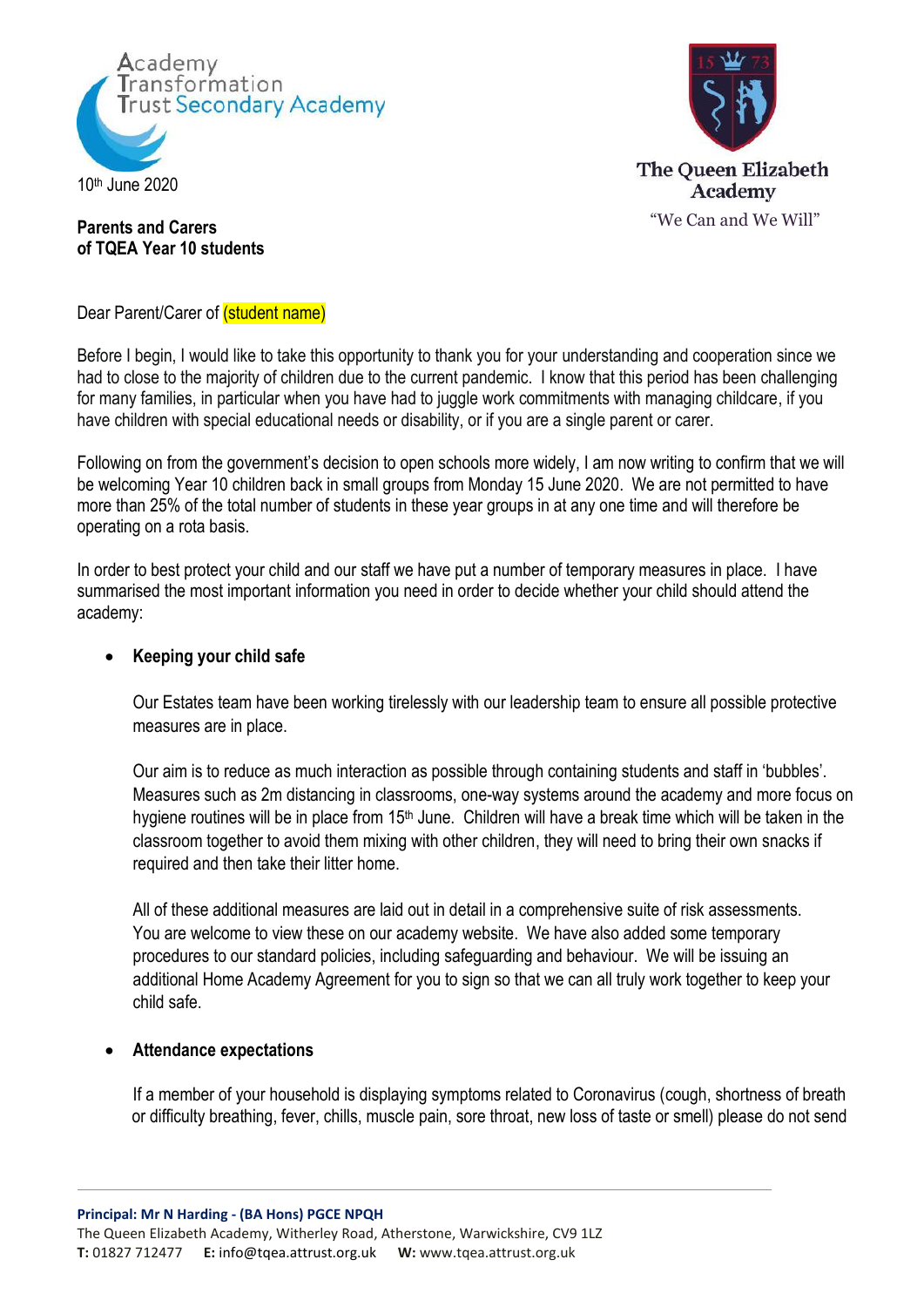Academy Transformation Trust Secondary Academy

The Queen Elizabeth Academy

"We Can and We Will"

10th June 2020

**Parents and Carers**
**of TQEA Year 10 students**

Dear Parent/Carer of (student name)

Before I begin, I would like to take this opportunity to thank you for your understanding and cooperation since we had to close to the majority of children due to the current pandemic. I know that this period has been challenging for many families, in particular when you have had to juggle work commitments with managing childcare, if you have children with special educational needs or disability, or if you are a single parent or carer.

Following on from the government's decision to open schools more widely, I am now writing to confirm that we will be welcoming Year 10 children back in small groups from Monday 15 June 2020. We are not permitted to have more than 25% of the total number of students in these year groups in at any one time and will therefore be operating on a rota basis.

In order to best protect your child and our staff we have put a number of temporary measures in place. I have summarised the most important information you need in order to decide whether your child should attend the academy:

- **Keeping your child safe**

  Our Estates team have been working tirelessly with our leadership team to ensure all possible protective measures are in place.

  Our aim is to reduce as much interaction as possible through containing students and staff in 'bubbles'. Measures such as 2m distancing in classrooms, one-way systems around the academy and more focus on hygiene routines will be in place from 15th June. Children will have a break time which will be taken in the classroom together to avoid them mixing with other children, they will need to bring their own snacks if required and then take their litter home.

  All of these additional measures are laid out in detail in a comprehensive suite of risk assessments. You are welcome to view these on our academy website. We have also added some temporary procedures to our standard policies, including safeguarding and behaviour. We will be issuing an additional Home Academy Agreement for you to sign so that we can all truly work together to keep your child safe.

- **Attendance expectations**

  If a member of your household is displaying symptoms related to Coronavirus (cough, shortness of breath or difficulty breathing, fever, chills, muscle pain, sore throat, new loss of taste or smell) please do not send

**Principal: Mr N Harding - (BA Hons) PGCE NPQH**
The Queen Elizabeth Academy, Witherley Road, Atherstone, Warwickshire, CV9 1LZ
**T:** 01827 712477 **E:** info@tqea.attrust.org.uk **W:** www.tqea.attrust.org.uk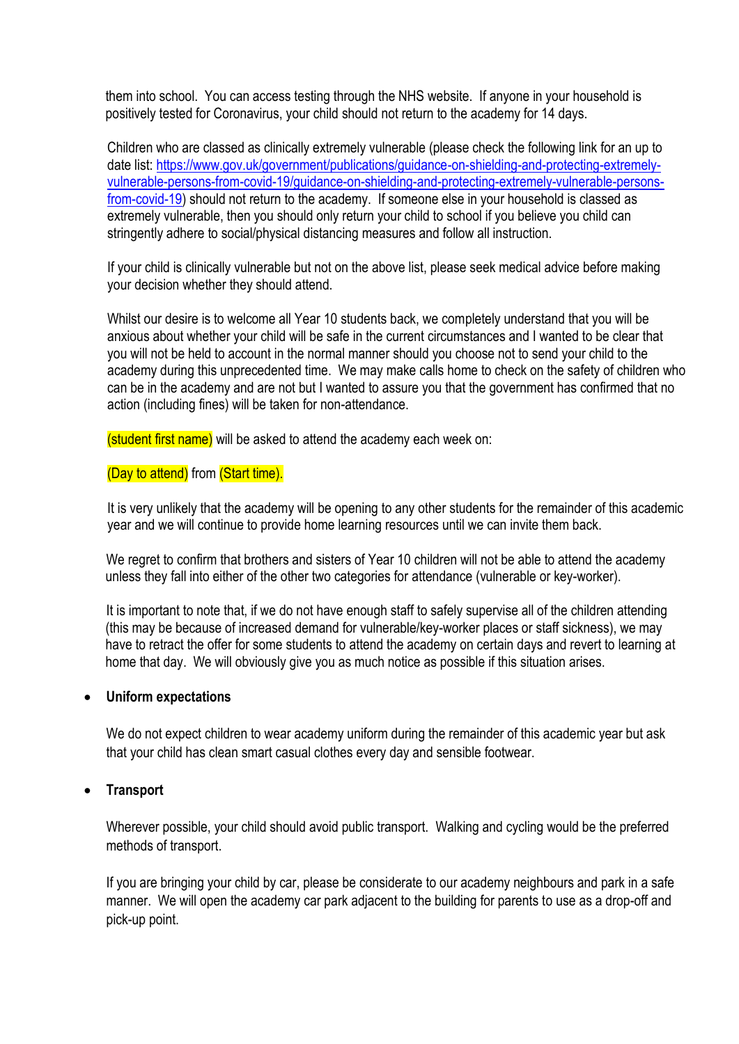them into school. You can access testing through the NHS website. If anyone in your household is positively tested for Coronavirus, your child should not return to the academy for 14 days.

Children who are classed as clinically extremely vulnerable (please check the following link for an up to date list: [https://www.gov.uk/government/publications/guidance-on-shielding-and-protecting-extremely-vulnerable-persons-from-covid-19/guidance-on-shielding-and-protecting-extremely-vulnerable-persons-from-covid-19](https://www.gov.uk/government/publications/guidance-on-shielding-and-protecting-extremely-vulnerable-persons-from-covid-19/guidance-on-shielding-and-protecting-extremely-vulnerable-persons-from-covid-19)) should not return to the academy. If someone else in your household is classed as extremely vulnerable, then you should only return your child to school if you believe you child can stringently adhere to social/physical distancing measures and follow all instruction.

If your child is clinically vulnerable but not on the above list, please seek medical advice before making your decision whether they should attend.

Whilst our desire is to welcome all Year 10 students back, we completely understand that you will be anxious about whether your child will be safe in the current circumstances and I wanted to be clear that you will not be held to account in the normal manner should you choose not to send your child to the academy during this unprecedented time. We may make calls home to check on the safety of children who can be in the academy and are not but I wanted to assure you that the government has confirmed that no action (including fines) will be taken for non-attendance.

(student first name) will be asked to attend the academy each week on:

(Day to attend) from (Start time).

It is very unlikely that the academy will be opening to any other students for the remainder of this academic year and we will continue to provide home learning resources until we can invite them back.

We regret to confirm that brothers and sisters of Year 10 children will not be able to attend the academy unless they fall into either of the other two categories for attendance (vulnerable or key-worker).

It is important to note that, if we do not have enough staff to safely supervise all of the children attending (this may be because of increased demand for vulnerable/key-worker places or staff sickness), we may have to retract the offer for some students to attend the academy on certain days and revert to learning at home that day. We will obviously give you as much notice as possible if this situation arises.

- **Uniform expectations**

We do not expect children to wear academy uniform during the remainder of this academic year but ask that your child has clean smart casual clothes every day and sensible footwear.

- **Transport**

Wherever possible, your child should avoid public transport. Walking and cycling would be the preferred methods of transport.

If you are bringing your child by car, please be considerate to our academy neighbours and park in a safe manner. We will open the academy car park adjacent to the building for parents to use as a drop-off and pick-up point.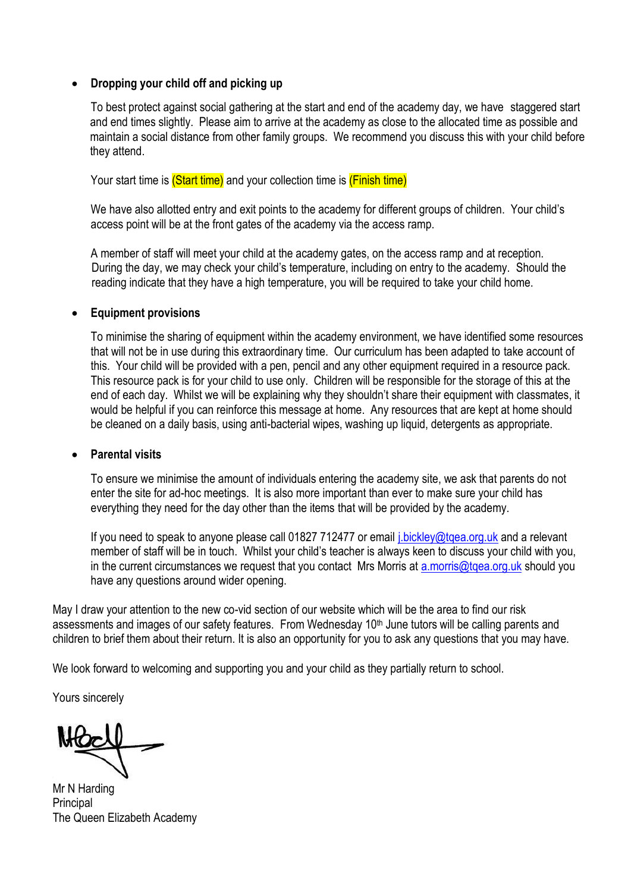- **Dropping your child off and picking up**

  To best protect against social gathering at the start and end of the academy day, we have staggered start and end times slightly. Please aim to arrive at the academy as close to the allocated time as possible and maintain a social distance from other family groups. We recommend you discuss this with your child before they attend.

  Your start time is (Start time) and your collection time is (Finish time)

  We have also allotted entry and exit points to the academy for different groups of children. Your child's access point will be at the front gates of the academy via the access ramp.

  A member of staff will meet your child at the academy gates, on the access ramp and at reception. During the day, we may check your child's temperature, including on entry to the academy. Should the reading indicate that they have a high temperature, you will be required to take your child home.

- **Equipment provisions**

  To minimise the sharing of equipment within the academy environment, we have identified some resources that will not be in use during this extraordinary time. Our curriculum has been adapted to take account of this. Your child will be provided with a pen, pencil and any other equipment required in a resource pack. This resource pack is for your child to use only. Children will be responsible for the storage of this at the end of each day. Whilst we will be explaining why they shouldn't share their equipment with classmates, it would be helpful if you can reinforce this message at home. Any resources that are kept at home should be cleaned on a daily basis, using anti-bacterial wipes, washing up liquid, detergents as appropriate.

- **Parental visits**

  To ensure we minimise the amount of individuals entering the academy site, we ask that parents do not enter the site for ad-hoc meetings. It is also more important than ever to make sure your child has everything they need for the day other than the items that will be provided by the academy.

  If you need to speak to anyone please call 01827 712477 or email j.bickley@tqea.org.uk and a relevant member of staff will be in touch. Whilst your child's teacher is always keen to discuss your child with you, in the current circumstances we request that you contact Mrs Morris at a.morris@tqea.org.uk should you have any questions around wider opening.

May I draw your attention to the new co-vid section of our website which will be the area to find our risk assessments and images of our safety features. From Wednesday 10th June tutors will be calling parents and children to brief them about their return. It is also an opportunity for you to ask any questions that you may have.

We look forward to welcoming and supporting you and your child as they partially return to school.

Yours sincerely

Mr N Harding
Principal
The Queen Elizabeth Academy